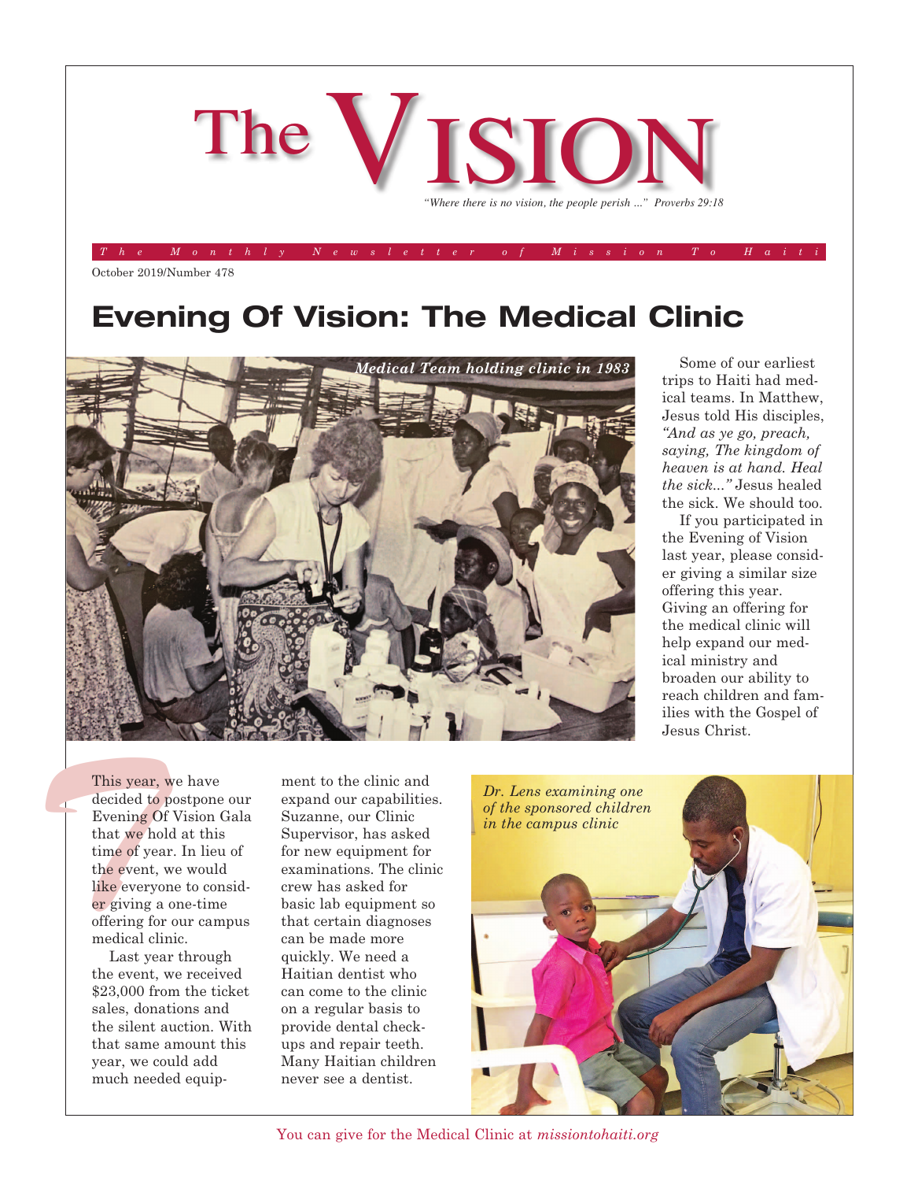# The VISION

*"Where there is no vision, the people perish ..." Proverbs 29:18*

*The Monthly Newsletter of Mission To Haiti*

October 2019/Number 478

## Evening Of Vision: The Medical Clinic

*Medical Team holding clinic in 1983*

Some of our earliest trips to Haiti had medical teams. In Matthew, Jesus told His disciples, *"And as ye go, preach, saying, The kingdom of heaven is at hand. Heal the sick..."* Jesus healed the sick. We should too.

If you participated in the Evening of Vision last year, please consider giving a similar size offering this year. Giving an offering for the medical clinic will help expand our medical ministry and broaden our ability to reach children and families with the Gospel of Jesus Christ.

This year, we have decided to postpone our Evening Of Vision Gala that we hold at this time of year. In lieu of the event, we would like everyone to consider giving a one-time offering for our campus medical clinic.

Last year through the event, we received $23,000 from the ticket sales, donations and the silent auction. With that same amount this year, we could add much needed equipment to the clinic and expand our capabilities. Suzanne, our Clinic Supervisor, has asked for new equipment for examinations. The clinic crew has asked for basic lab equipment so that certain diagnoses can be made more quickly. We need a Haitian dentist who can come to the clinic on a regular basis to provide dental check-ups and repair teeth. Many Haitian children never see a dentist.

*Dr. Lens examining one of the sponsored children in the campus clinic*

You can give for the Medical Clinic at *missiontohaiti.org*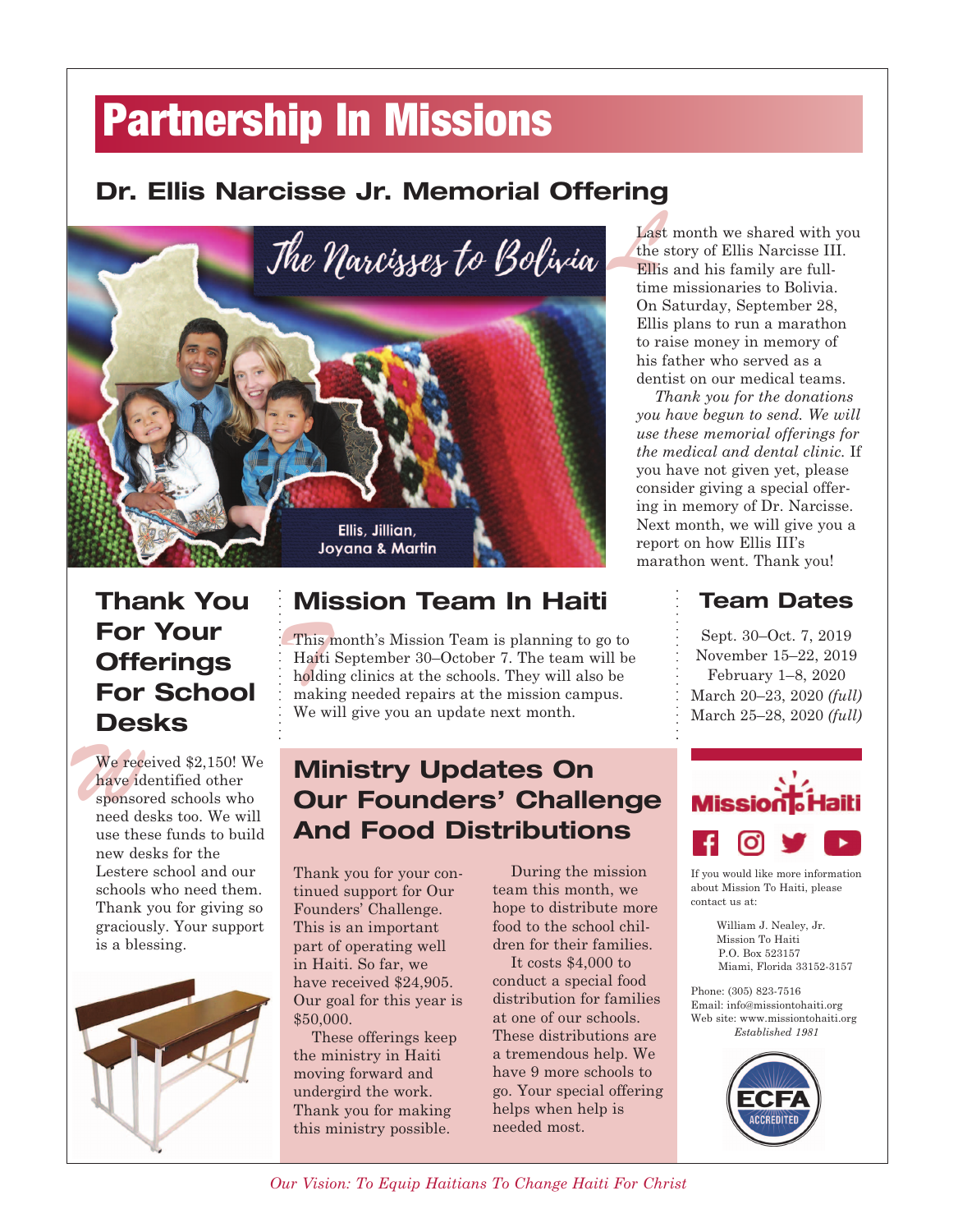# Partnership In Missions

## Dr. Ellis Narcisse Jr. Memorial Offering

The Narcisses to Bolivia

Ellis, Jillian, Joyana & Martin

Last month we shared with you the story of Ellis Narcisse III. Ellis and his family are full-time missionaries to Bolivia. On Saturday, September 28, Ellis plans to run a marathon to raise money in memory of his father who served as a dentist on our medical teams.

*Thank you for the donations you have begun to send. We will use these memorial offerings for the medical and dental clinic.* If you have not given yet, please consider giving a special offering in memory of Dr. Narcisse. Next month, we will give you a report on how Ellis III's marathon went. Thank you!

## Thank You For Your Offerings For School Desks

We received $2,150! We have identified other sponsored schools who need desks too. We will use these funds to build new desks for the Lestere school and our schools who need them. Thank you for giving so graciously. Your support is a blessing.

## Mission Team In Haiti

This month's Mission Team is planning to go to Haiti September 30–October 7. The team will be holding clinics at the schools. They will also be making needed repairs at the mission campus. We will give you an update next month.

## Team Dates

Sept. 30–Oct. 7, 2019
November 15–22, 2019
February 1–8, 2020
March 20–23, 2020 *(full)*
March 25–28, 2020 *(full)*

## Ministry Updates On Our Founders' Challenge And Food Distributions

Thank you for your continued support for Our Founders' Challenge. This is an important part of operating well in Haiti. So far, we have received $24,905. Our goal for this year is $50,000.

These offerings keep the ministry in Haiti moving forward and undergird the work. Thank you for making this ministry possible.

During the mission team this month, we hope to distribute more food to the school children for their families.

It costs $4,000 to conduct a special food distribution for families at one of our schools. These distributions are a tremendous help. We have 9 more schools to go. Your special offering helps when help is needed most.

Mission To Haiti

If you would like more information about Mission To Haiti, please contact us at:

William J. Nealey, Jr.
Mission To Haiti
P.O. Box 523157
Miami, Florida 33152-3157

Phone: (305) 823-7516
Email: info@missiontohaiti.org
Web site: www.missiontohaiti.org
*Established 1981*

ECFA ACCREDITED

*Our Vision: To Equip Haitians To Change Haiti For Christ*